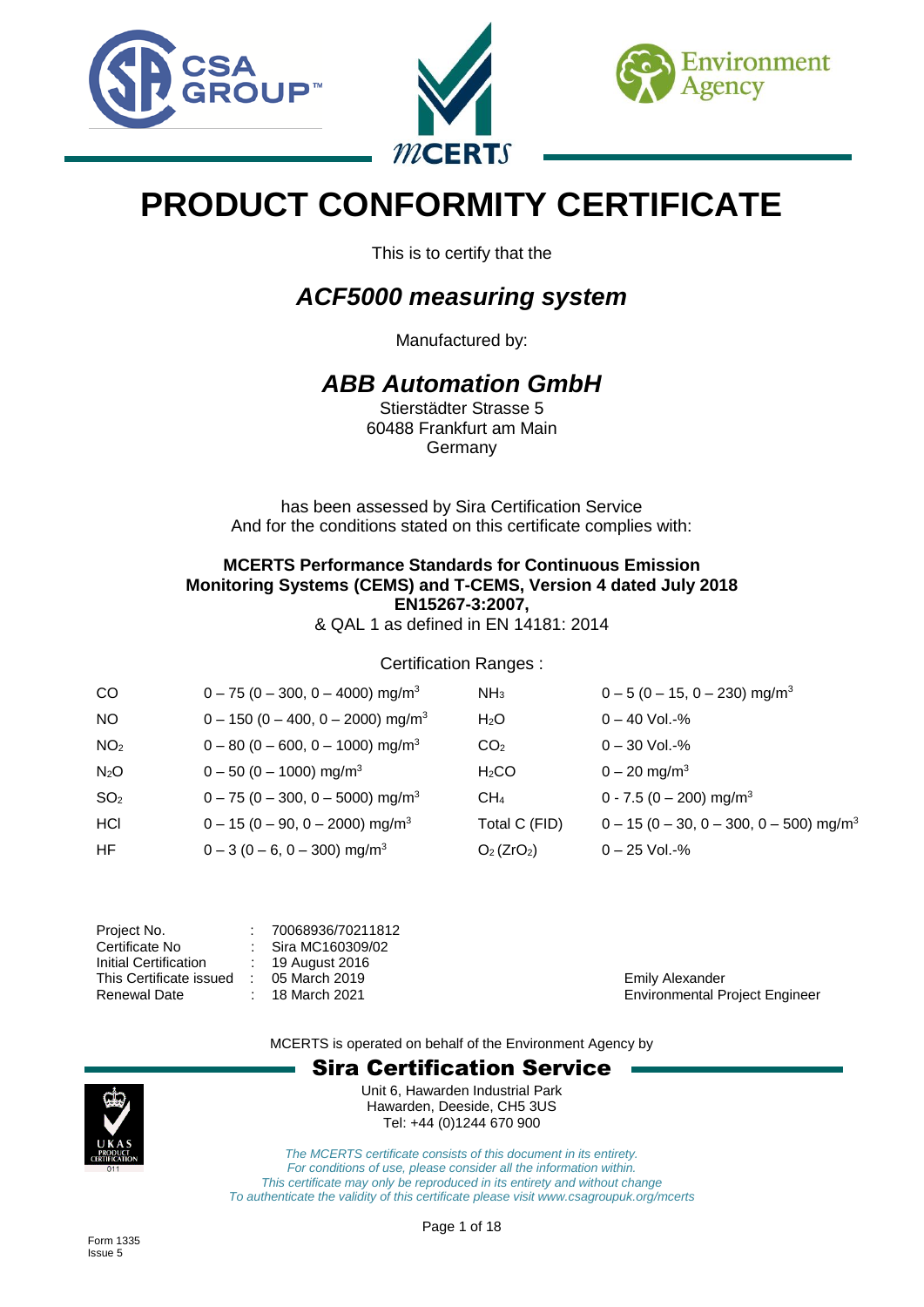# PRODUCT CONFORMITY CERTIFICATE

This is to certify that the

## *ACF5000 measuring system*

Manufactured by:

## *ABB Automation GmbH*

Stierstädter Strasse 5
60488 Frankfurt am Main
Germany

has been assessed by Sira Certification Service
And for the conditions stated on this certificate complies with:

**MCERTS Performance Standards for Continuous Emission Monitoring Systems (CEMS) and T-CEMS, Version 4 dated July 2018**
**EN15267-3:2007,**
& QAL 1 as defined in EN 14181: 2014

Certification Ranges :

| | | | |
|---|---|---|---|
| CO | 0 – 75 (0 – 300, 0 – 4000) mg/m$^3$ | $NH_3$ | 0 – 5 (0 – 15, 0 – 230) mg/m$^3$ |
| NO | 0 – 150 (0 – 400, 0 – 2000) mg/m$^3$ | $H_2O$ | 0 – 40 Vol.-% |
| $NO_2$ | 0 – 80 (0 – 600, 0 – 1000) mg/m$^3$ | $CO_2$ | 0 – 30 Vol.-% |
| $N_2O$ | 0 – 50 (0 – 1000) mg/m$^3$ | $H_2CO$ | 0 – 20 mg/m$^3$ |
| $SO_2$ | 0 – 75 (0 – 300, 0 – 5000) mg/m$^3$ | $CH_4$ | 0 - 7.5 (0 – 200) mg/m$^3$ |
| HCl | 0 – 15 (0 – 90, 0 – 2000) mg/m$^3$ | Total C (FID) | 0 – 15 (0 – 30, 0 – 300, 0 – 500) mg/m$^3$ |
| HF | 0 – 3 (0 – 6, 0 – 300) mg/m$^3$ | $O_2$ ($ZrO_2$) | 0 – 25 Vol.-% |

| | | |
|---|---|---|
| Project No. | : | 70068936/70211812 |
| Certificate No | : | Sira MC160309/02 |
| Initial Certification | : | 19 August 2016 |
| This Certificate issued | : | 05 March 2019 |
| Renewal Date | : | 18 March 2021 |

Emily Alexander
Environmental Project Engineer

MCERTS is operated on behalf of the Environment Agency by

**Sira Certification Service**

Unit 6, Hawarden Industrial Park
Hawarden, Deeside, CH5 3US
Tel: +44 (0)1244 670 900

*The MCERTS certificate consists of this document in its entirety.*
*For conditions of use, please consider all the information within.*
*This certificate may only be reproduced in its entirety and without change*
*To authenticate the validity of this certificate please visit www.csagroupuk.org/mcerts*

Form 1335
Issue 5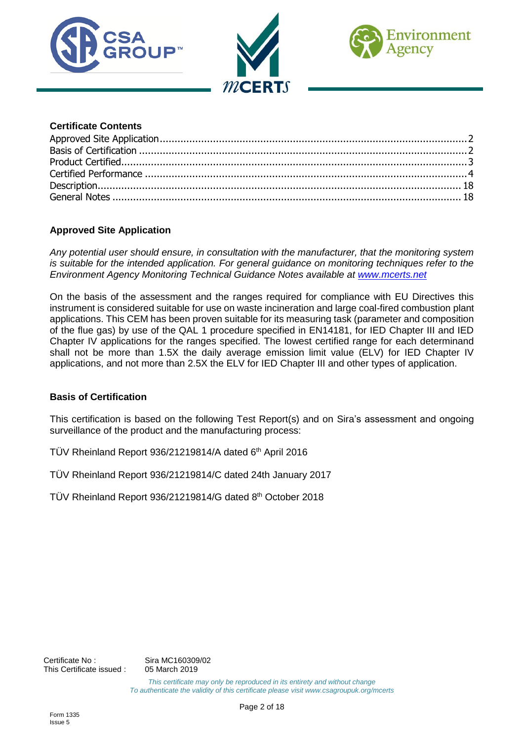**Certificate Contents**

Approved Site Application......2
Basis of Certification......2
Product Certified......3
Certified Performance......4
Description......18
General Notes......18

## Approved Site Application

*Any potential user should ensure, in consultation with the manufacturer, that the monitoring system is suitable for the intended application. For general guidance on monitoring techniques refer to the Environment Agency Monitoring Technical Guidance Notes available at www.mcerts.net*

On the basis of the assessment and the ranges required for compliance with EU Directives this instrument is considered suitable for use on waste incineration and large coal-fired combustion plant applications. This CEM has been proven suitable for its measuring task (parameter and composition of the flue gas) by use of the QAL 1 procedure specified in EN14181, for IED Chapter III and IED Chapter IV applications for the ranges specified. The lowest certified range for each determinand shall not be more than 1.5X the daily average emission limit value (ELV) for IED Chapter IV applications, and not more than 2.5X the ELV for IED Chapter III and other types of application.

## Basis of Certification

This certification is based on the following Test Report(s) and on Sira's assessment and ongoing surveillance of the product and the manufacturing process:

TÜV Rheinland Report 936/21219814/A dated 6th April 2016

TÜV Rheinland Report 936/21219814/C dated 24th January 2017

TÜV Rheinland Report 936/21219814/G dated 8th October 2018

Certificate No : Sira MC160309/02
This Certificate issued : 05 March 2019

*This certificate may only be reproduced in its entirety and without change*
*To authenticate the validity of this certificate please visit www.csagroupuk.org/mcerts*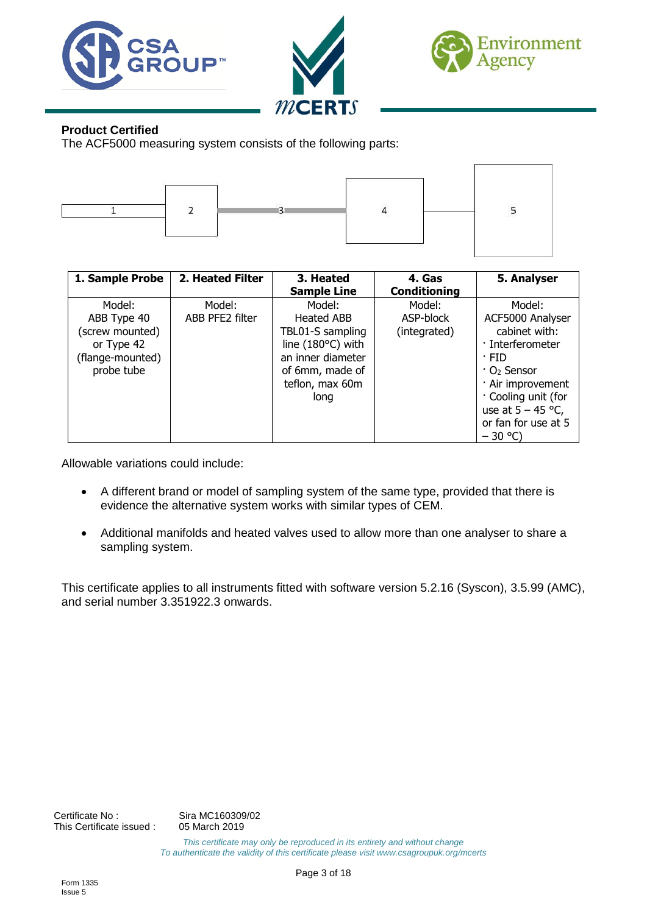**Product Certified**

The ACF5000 measuring system consists of the following parts:

1 — 2 — 3 — 4 — 5

| 1. Sample Probe | 2. Heated Filter | 3. Heated Sample Line | 4. Gas Conditioning | 5. Analyser |
|---|---|---|---|---|
| Model:<br>ABB Type 40 (screw mounted) or Type 42 (flange-mounted) probe tube | Model:<br>ABB PFE2 filter | Model:<br>Heated ABB TBL01-S sampling line (180°C) with an inner diameter of 6mm, made of teflon, max 60m long | Model:<br>ASP-block (integrated) | Model:<br>ACF5000 Analyser cabinet with:<br>· Interferometer<br>· FID<br>· $O_2$ Sensor<br>· Air improvement<br>· Cooling unit (for use at 5 – 45 °C, or fan for use at 5 – 30 °C) |

Allowable variations could include:

- A different brand or model of sampling system of the same type, provided that there is evidence the alternative system works with similar types of CEM.
- Additional manifolds and heated valves used to allow more than one analyser to share a sampling system.

This certificate applies to all instruments fitted with software version 5.2.16 (Syscon), 3.5.99 (AMC), and serial number 3.351922.3 onwards.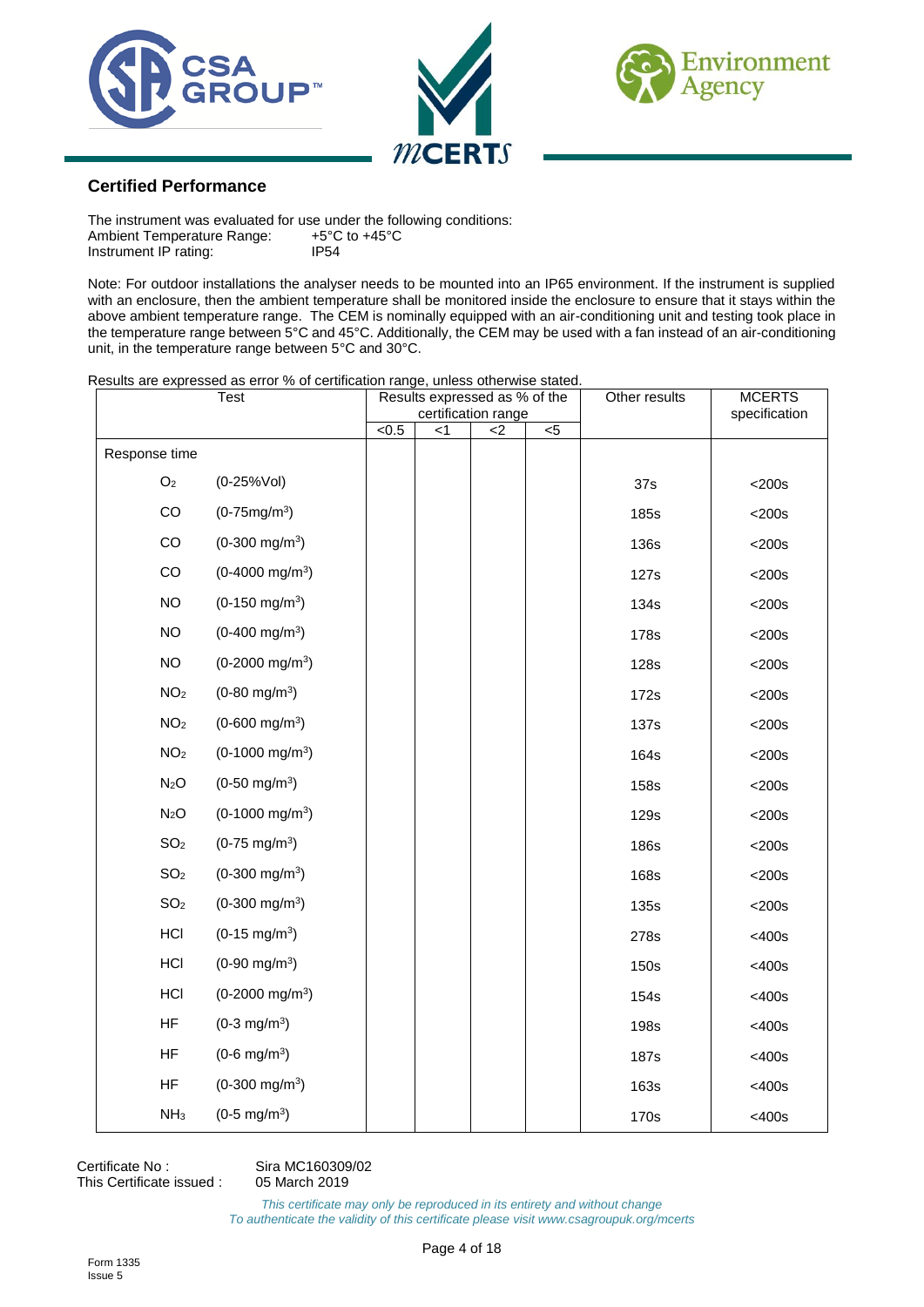## Certified Performance

The instrument was evaluated for use under the following conditions:

Ambient Temperature Range: +5°C to +45°C
Instrument IP rating: IP54

Note: For outdoor installations the analyser needs to be mounted into an IP65 environment. If the instrument is supplied with an enclosure, then the ambient temperature shall be monitored inside the enclosure to ensure that it stays within the above ambient temperature range. The CEM is nominally equipped with an air-conditioning unit and testing took place in the temperature range between 5°C and 45°C. Additionally, the CEM may be used with a fan instead of an air-conditioning unit, in the temperature range between 5°C and 30°C.

Results are expressed as error % of certification range, unless otherwise stated.

| Test | | Results expressed as % of the certification range | | | | Other results | MCERTS specification |
|---|---|---|---|---|---|---|---|
| | | <0.5 | <1 | <2 | <5 | | |
| Response time | | | | | | | |
| $O_2$ | (0-25%Vol) | | | | | 37s | <200s |
| CO | (0-75mg/m$^3$) | | | | | 185s | <200s |
| CO | (0-300 mg/m$^3$) | | | | | 136s | <200s |
| CO | (0-4000 mg/m$^3$) | | | | | 127s | <200s |
| NO | (0-150 mg/m$^3$) | | | | | 134s | <200s |
| NO | (0-400 mg/m$^3$) | | | | | 178s | <200s |
| NO | (0-2000 mg/m$^3$) | | | | | 128s | <200s |
| $NO_2$ | (0-80 mg/m$^3$) | | | | | 172s | <200s |
| $NO_2$ | (0-600 mg/m$^3$) | | | | | 137s | <200s |
| $NO_2$ | (0-1000 mg/m$^3$) | | | | | 164s | <200s |
| $N_2O$ | (0-50 mg/m$^3$) | | | | | 158s | <200s |
| $N_2O$ | (0-1000 mg/m$^3$) | | | | | 129s | <200s |
| $SO_2$ | (0-75 mg/m$^3$) | | | | | 186s | <200s |
| $SO_2$ | (0-300 mg/m$^3$) | | | | | 168s | <200s |
| $SO_2$ | (0-300 mg/m$^3$) | | | | | 135s | <200s |
| HCl | (0-15 mg/m$^3$) | | | | | 278s | <400s |
| HCl | (0-90 mg/m$^3$) | | | | | 150s | <400s |
| HCl | (0-2000 mg/m$^3$) | | | | | 154s | <400s |
| HF | (0-3 mg/m$^3$) | | | | | 198s | <400s |
| HF | (0-6 mg/m$^3$) | | | | | 187s | <400s |
| HF | (0-300 mg/m$^3$) | | | | | 163s | <400s |
| $NH_3$ | (0-5 mg/m$^3$) | | | | | 170s | <400s |

Certificate No : Sira MC160309/02
This Certificate issued : 05 March 2019

*This certificate may only be reproduced in its entirety and without change*
*To authenticate the validity of this certificate please visit www.csagroupuk.org/mcerts*

Form 1335
Issue 5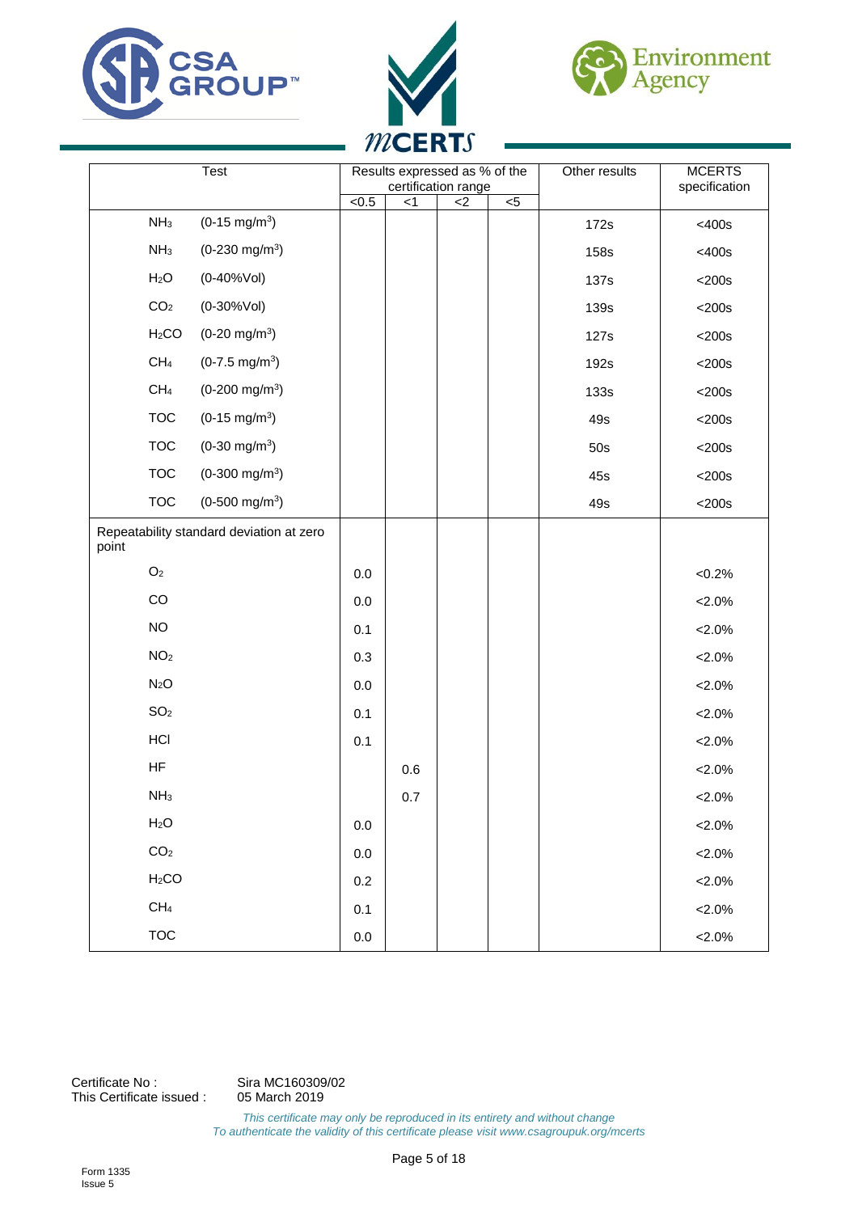| Test | | Results expressed as % of the certification range | | | | Other results | MCERTS specification |
|---|---|---|---|---|---|---|---|
| | | <0.5 | <1 | <2 | <5 | | |
| $NH_3$ | (0-15 mg/m$^3$) | | | | | 172s | <400s |
| $NH_3$ | (0-230 mg/m$^3$) | | | | | 158s | <400s |
| $H_2O$ | (0-40%Vol) | | | | | 137s | <200s |
| $CO_2$ | (0-30%Vol) | | | | | 139s | <200s |
| $H_2CO$ | (0-20 mg/m$^3$) | | | | | 127s | <200s |
| $CH_4$ | (0-7.5 mg/m$^3$) | | | | | 192s | <200s |
| $CH_4$ | (0-200 mg/m$^3$) | | | | | 133s | <200s |
| TOC | (0-15 mg/m$^3$) | | | | | 49s | <200s |
| TOC | (0-30 mg/m$^3$) | | | | | 50s | <200s |
| TOC | (0-300 mg/m$^3$) | | | | | 45s | <200s |
| TOC | (0-500 mg/m$^3$) | | | | | 49s | <200s |
| Repeatability standard deviation at zero point | | | | | | | |
| $O_2$ | | 0.0 | | | | | <0.2% |
| CO | | 0.0 | | | | | <2.0% |
| NO | | 0.1 | | | | | <2.0% |
| $NO_2$ | | 0.3 | | | | | <2.0% |
| $N_2O$ | | 0.0 | | | | | <2.0% |
| $SO_2$ | | 0.1 | | | | | <2.0% |
| HCl | | 0.1 | | | | | <2.0% |
| HF | | | 0.6 | | | | <2.0% |
| $NH_3$ | | | 0.7 | | | | <2.0% |
| $H_2O$ | | 0.0 | | | | | <2.0% |
| $CO_2$ | | 0.0 | | | | | <2.0% |
| $H_2CO$ | | 0.2 | | | | | <2.0% |
| $CH_4$ | | 0.1 | | | | | <2.0% |
| TOC | | 0.0 | | | | | <2.0% |

Certificate No : Sira MC160309/02
This Certificate issued : 05 March 2019

*This certificate may only be reproduced in its entirety and without change*
*To authenticate the validity of this certificate please visit www.csagroupuk.org/mcerts*

Form 1335
Issue 5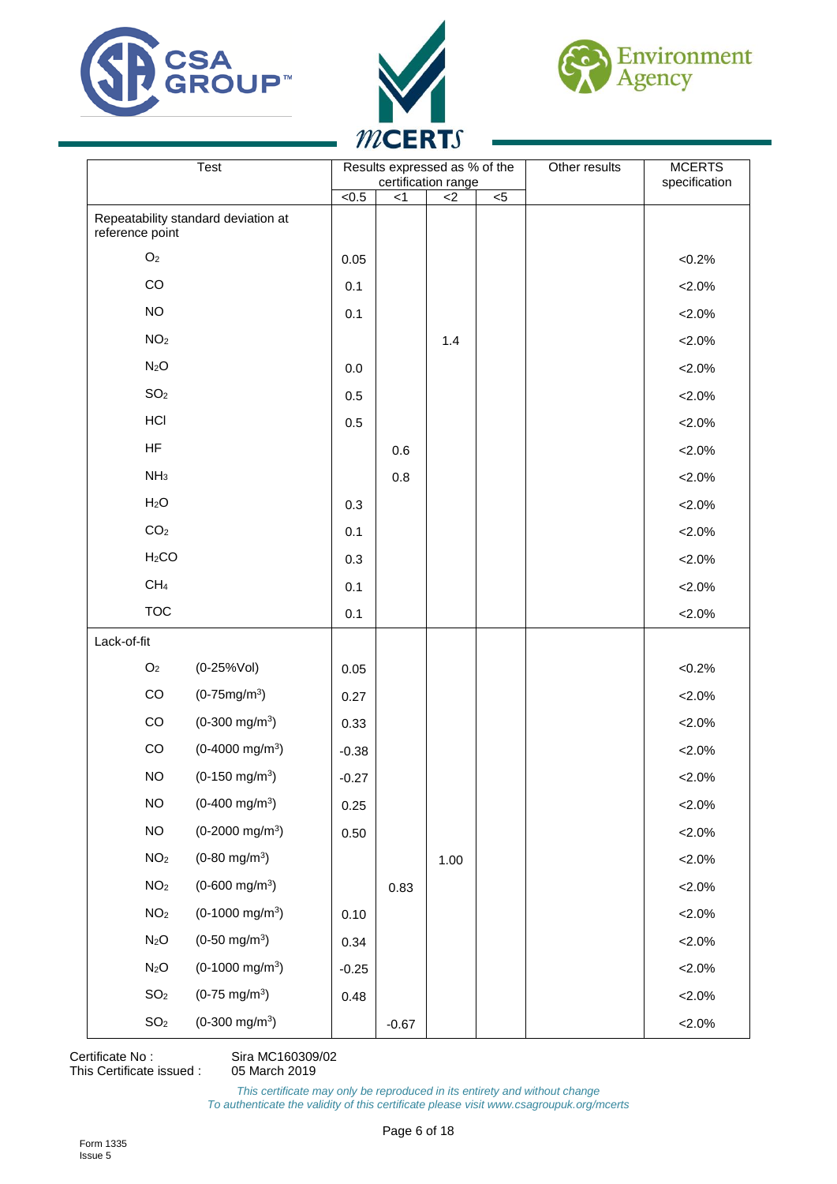| Test | | Results expressed as % of the certification range | | | | Other results | MCERTS specification |
|---|---|---|---|---|---|---|---|
| | | <0.5 | <1 | <2 | <5 | | |
| Repeatability standard deviation at reference point | | | | | | | |
| $O_2$ | | 0.05 | | | | | <0.2% |
| CO | | 0.1 | | | | | <2.0% |
| NO | | 0.1 | | | | | <2.0% |
| $NO_2$ | | | | 1.4 | | | <2.0% |
| $N_2O$ | | 0.0 | | | | | <2.0% |
| $SO_2$ | | 0.5 | | | | | <2.0% |
| HCl | | 0.5 | | | | | <2.0% |
| HF | | | 0.6 | | | | <2.0% |
| $NH_3$ | | | 0.8 | | | | <2.0% |
| $H_2O$ | | 0.3 | | | | | <2.0% |
| $CO_2$ | | 0.1 | | | | | <2.0% |
| $H_2CO$ | | 0.3 | | | | | <2.0% |
| $CH_4$ | | 0.1 | | | | | <2.0% |
| TOC | | 0.1 | | | | | <2.0% |
| Lack-of-fit | | | | | | | |
| $O_2$ | (0-25%Vol) | 0.05 | | | | | <0.2% |
| CO | (0-75mg/m$^3$) | 0.27 | | | | | <2.0% |
| CO | (0-300 mg/m$^3$) | 0.33 | | | | | <2.0% |
| CO | (0-4000 mg/m$^3$) | -0.38 | | | | | <2.0% |
| NO | (0-150 mg/m$^3$) | -0.27 | | | | | <2.0% |
| NO | (0-400 mg/m$^3$) | 0.25 | | | | | <2.0% |
| NO | (0-2000 mg/m$^3$) | 0.50 | | | | | <2.0% |
| $NO_2$ | (0-80 mg/m$^3$) | | | 1.00 | | | <2.0% |
| $NO_2$ | (0-600 mg/m$^3$) | | 0.83 | | | | <2.0% |
| $NO_2$ | (0-1000 mg/m$^3$) | 0.10 | | | | | <2.0% |
| $N_2O$ | (0-50 mg/m$^3$) | 0.34 | | | | | <2.0% |
| $N_2O$ | (0-1000 mg/m$^3$) | -0.25 | | | | | <2.0% |
| $SO_2$ | (0-75 mg/m$^3$) | 0.48 | | | | | <2.0% |
| $SO_2$ | (0-300 mg/m$^3$) | | -0.67 | | | | <2.0% |

Certificate No : Sira MC160309/02
This Certificate issued : 05 March 2019

*This certificate may only be reproduced in its entirety and without change*
*To authenticate the validity of this certificate please visit www.csagroupuk.org/mcerts*

Form 1335
Issue 5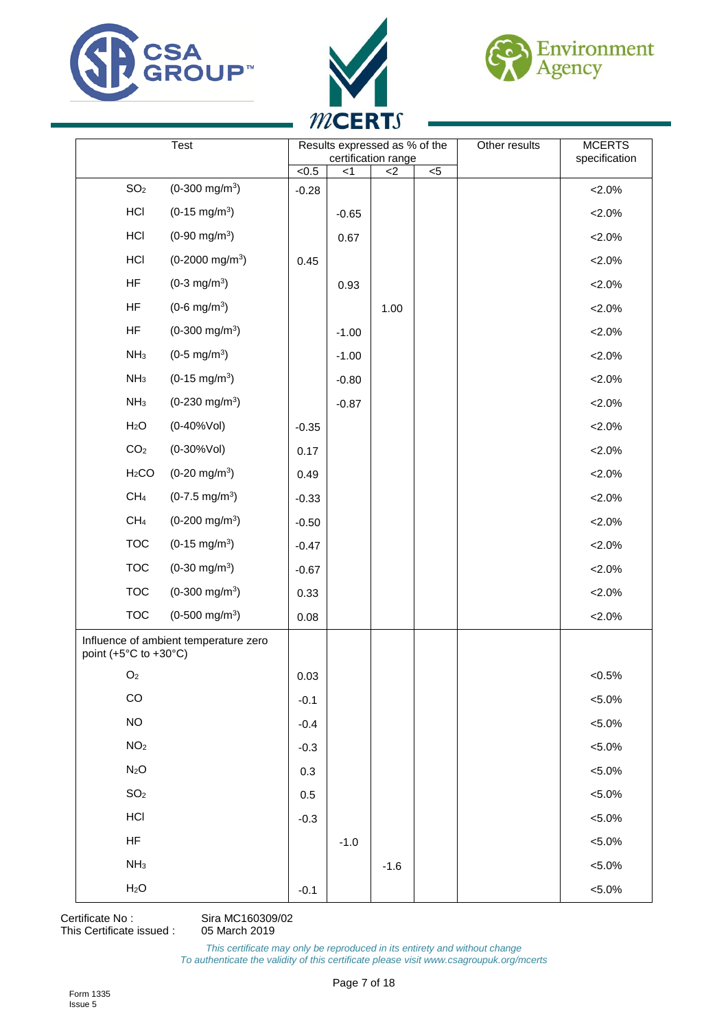| Test | | Results expressed as % of the certification range | | | | Other results | MCERTS specification |
|---|---|---|---|---|---|---|---|
| | | <0.5 | <1 | <2 | <5 | | |
| $SO_2$ | (0-300 mg/m$^3$) | -0.28 | | | | | <2.0% |
| HCl | (0-15 mg/m$^3$) | | -0.65 | | | | <2.0% |
| HCl | (0-90 mg/m$^3$) | | 0.67 | | | | <2.0% |
| HCl | (0-2000 mg/m$^3$) | 0.45 | | | | | <2.0% |
| HF | (0-3 mg/m$^3$) | | 0.93 | | | | <2.0% |
| HF | (0-6 mg/m$^3$) | | | 1.00 | | | <2.0% |
| HF | (0-300 mg/m$^3$) | | -1.00 | | | | <2.0% |
| $NH_3$ | (0-5 mg/m$^3$) | | -1.00 | | | | <2.0% |
| $NH_3$ | (0-15 mg/m$^3$) | | -0.80 | | | | <2.0% |
| $NH_3$ | (0-230 mg/m$^3$) | | -0.87 | | | | <2.0% |
| $H_2O$ | (0-40%Vol) | -0.35 | | | | | <2.0% |
| $CO_2$ | (0-30%Vol) | 0.17 | | | | | <2.0% |
| $H_2CO$ | (0-20 mg/m$^3$) | 0.49 | | | | | <2.0% |
| $CH_4$ | (0-7.5 mg/m$^3$) | -0.33 | | | | | <2.0% |
| $CH_4$ | (0-200 mg/m$^3$) | -0.50 | | | | | <2.0% |
| TOC | (0-15 mg/m$^3$) | -0.47 | | | | | <2.0% |
| TOC | (0-30 mg/m$^3$) | -0.67 | | | | | <2.0% |
| TOC | (0-300 mg/m$^3$) | 0.33 | | | | | <2.0% |
| TOC | (0-500 mg/m$^3$) | 0.08 | | | | | <2.0% |
| Influence of ambient temperature zero point (+5°C to +30°C) | | | | | | | |
| $O_2$ | | 0.03 | | | | | <0.5% |
| CO | | -0.1 | | | | | <5.0% |
| NO | | -0.4 | | | | | <5.0% |
| $NO_2$ | | -0.3 | | | | | <5.0% |
| $N_2O$ | | 0.3 | | | | | <5.0% |
| $SO_2$ | | 0.5 | | | | | <5.0% |
| HCl | | -0.3 | | | | | <5.0% |
| HF | | | -1.0 | | | | <5.0% |
| $NH_3$ | | | | -1.6 | | | <5.0% |
| $H_2O$ | | -0.1 | | | | | <5.0% |

Certificate No : Sira MC160309/02
This Certificate issued : 05 March 2019

*This certificate may only be reproduced in its entirety and without change*
*To authenticate the validity of this certificate please visit www.csagroupuk.org/mcerts*

Form 1335
Issue 5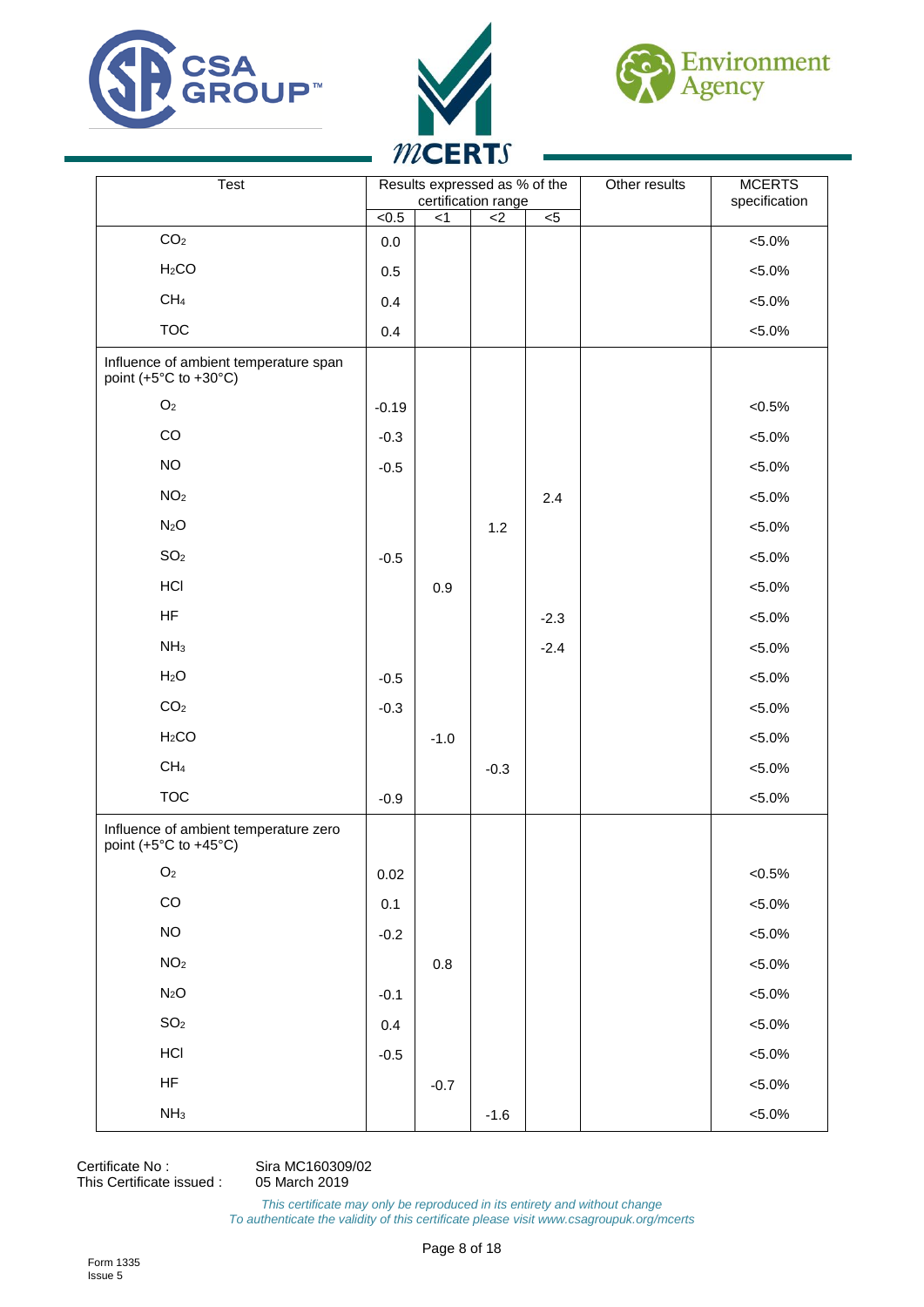| Test | Results expressed as % of the certification range | | | | Other results | MCERTS specification |
|---|---|---|---|---|---|---|
| | <0.5 | <1 | <2 | <5 | | |
| $CO_2$ | 0.0 | | | | | <5.0% |
| $H_2CO$ | 0.5 | | | | | <5.0% |
| $CH_4$ | 0.4 | | | | | <5.0% |
| TOC | 0.4 | | | | | <5.0% |
| Influence of ambient temperature span point (+5°C to +30°C) | | | | | | |
| $O_2$ | -0.19 | | | | | <0.5% |
| CO | -0.3 | | | | | <5.0% |
| NO | -0.5 | | | | | <5.0% |
| $NO_2$ | | | | 2.4 | | <5.0% |
| $N_2O$ | | | 1.2 | | | <5.0% |
| $SO_2$ | -0.5 | | | | | <5.0% |
| HCl | | 0.9 | | | | <5.0% |
| HF | | | | -2.3 | | <5.0% |
| $NH_3$ | | | | -2.4 | | <5.0% |
| $H_2O$ | -0.5 | | | | | <5.0% |
| $CO_2$ | -0.3 | | | | | <5.0% |
| $H_2CO$ | | -1.0 | | | | <5.0% |
| $CH_4$ | | | -0.3 | | | <5.0% |
| TOC | -0.9 | | | | | <5.0% |
| Influence of ambient temperature zero point (+5°C to +45°C) | | | | | | |
| $O_2$ | 0.02 | | | | | <0.5% |
| CO | 0.1 | | | | | <5.0% |
| NO | -0.2 | | | | | <5.0% |
| $NO_2$ | | 0.8 | | | | <5.0% |
| $N_2O$ | -0.1 | | | | | <5.0% |
| $SO_2$ | 0.4 | | | | | <5.0% |
| HCl | -0.5 | | | | | <5.0% |
| HF | | -0.7 | | | | <5.0% |
| $NH_3$ | | | -1.6 | | | <5.0% |

Certificate No : Sira MC160309/02
This Certificate issued : 05 March 2019

*This certificate may only be reproduced in its entirety and without change*
*To authenticate the validity of this certificate please visit www.csagroupuk.org/mcerts*

Form 1335
Issue 5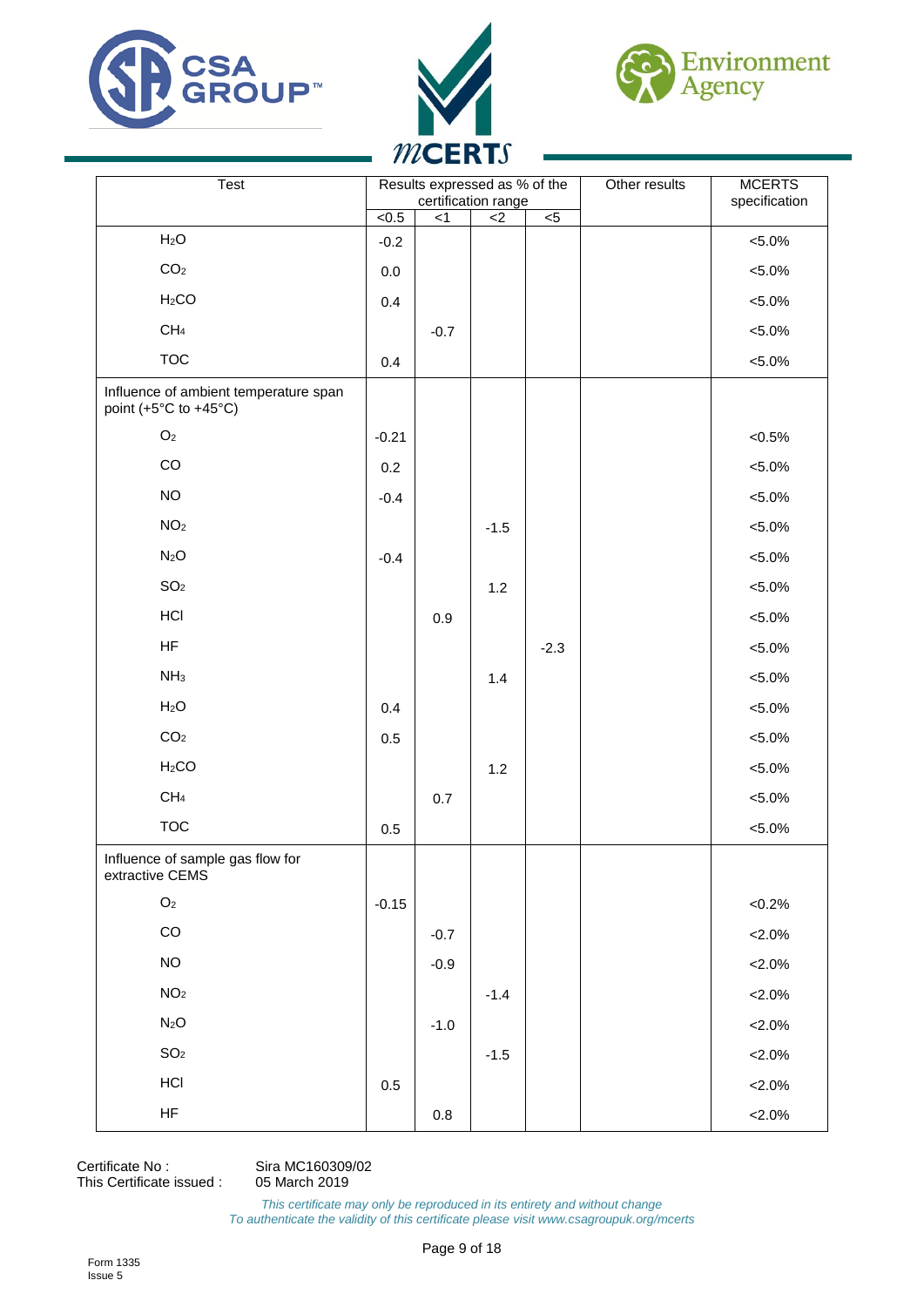| Test | Results expressed as % of the certification range | | | | Other results | MCERTS specification |
|---|---|---|---|---|---|---|
| | <0.5 | <1 | <2 | <5 | | |
| $H_2O$ | -0.2 | | | | | <5.0% |
| $CO_2$ | 0.0 | | | | | <5.0% |
| $H_2CO$ | 0.4 | | | | | <5.0% |
| $CH_4$ | | -0.7 | | | | <5.0% |
| TOC | 0.4 | | | | | <5.0% |
| Influence of ambient temperature span point (+5°C to +45°C) | | | | | | |
| $O_2$ | -0.21 | | | | | <0.5% |
| CO | 0.2 | | | | | <5.0% |
| NO | -0.4 | | | | | <5.0% |
| $NO_2$ | | | -1.5 | | | <5.0% |
| $N_2O$ | -0.4 | | | | | <5.0% |
| $SO_2$ | | | 1.2 | | | <5.0% |
| HCl | | 0.9 | | | | <5.0% |
| HF | | | | -2.3 | | <5.0% |
| $NH_3$ | | | 1.4 | | | <5.0% |
| $H_2O$ | 0.4 | | | | | <5.0% |
| $CO_2$ | 0.5 | | | | | <5.0% |
| $H_2CO$ | | | 1.2 | | | <5.0% |
| $CH_4$ | | 0.7 | | | | <5.0% |
| TOC | 0.5 | | | | | <5.0% |
| Influence of sample gas flow for extractive CEMS | | | | | | |
| $O_2$ | -0.15 | | | | | <0.2% |
| CO | | -0.7 | | | | <2.0% |
| NO | | -0.9 | | | | <2.0% |
| $NO_2$ | | | -1.4 | | | <2.0% |
| $N_2O$ | | -1.0 | | | | <2.0% |
| $SO_2$ | | | -1.5 | | | <2.0% |
| HCl | 0.5 | | | | | <2.0% |
| HF | | 0.8 | | | | <2.0% |

Certificate No : Sira MC160309/02
This Certificate issued : 05 March 2019

*This certificate may only be reproduced in its entirety and without change*
*To authenticate the validity of this certificate please visit www.csagroupuk.org/mcerts*

Form 1335
Issue 5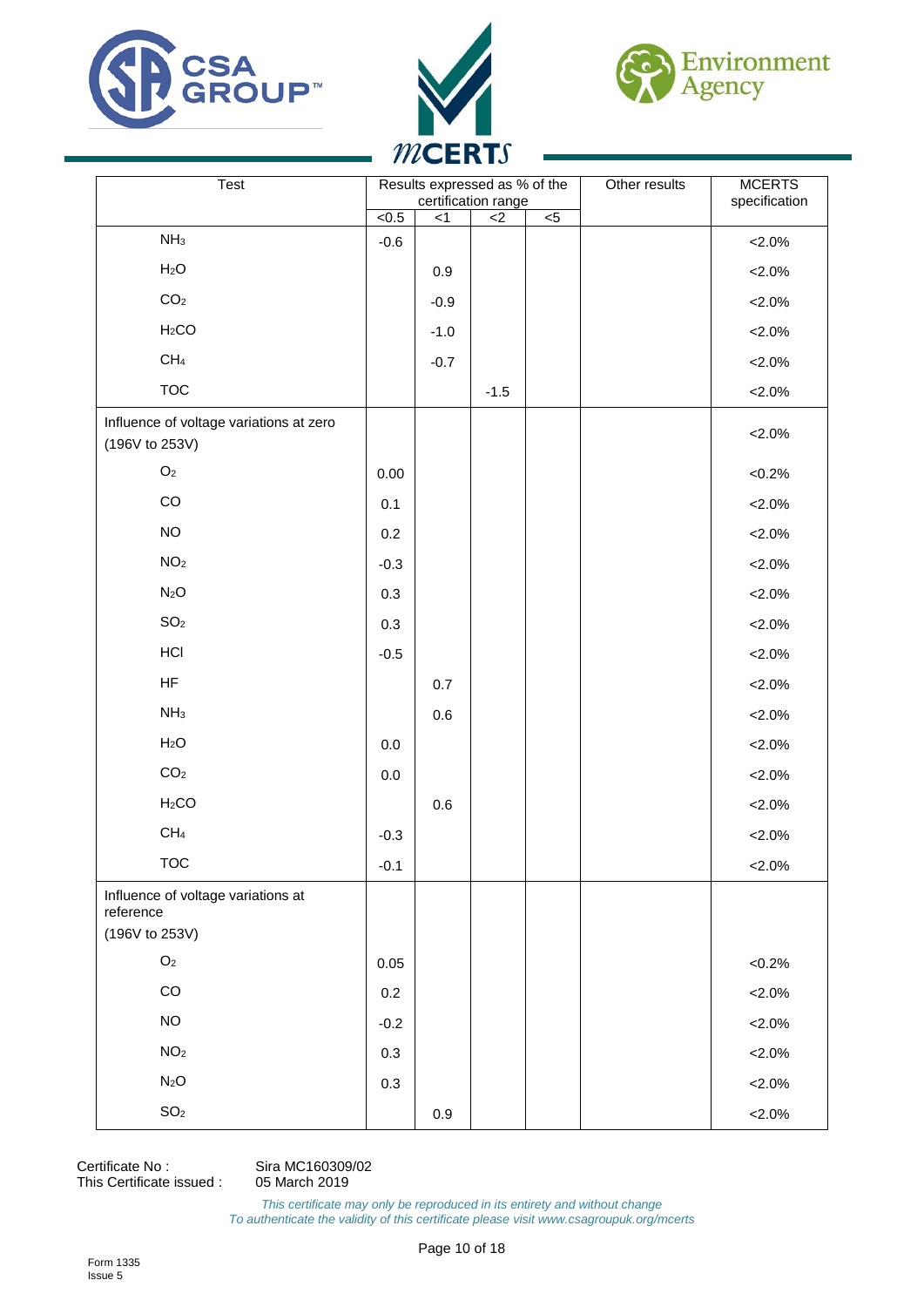| Test | Results expressed as % of the certification range | | | | Other results | MCERTS specification |
|---|---|---|---|---|---|---|
| | <0.5 | <1 | <2 | <5 | | |
| $NH_3$ | -0.6 | | | | | <2.0% |
| $H_2O$ | | 0.9 | | | | <2.0% |
| $CO_2$ | | -0.9 | | | | <2.0% |
| $H_2CO$ | | -1.0 | | | | <2.0% |
| $CH_4$ | | -0.7 | | | | <2.0% |
| TOC | | | -1.5 | | | <2.0% |
| Influence of voltage variations at zero (196V to 253V) | | | | | | <2.0% |
| $O_2$ | 0.00 | | | | | <0.2% |
| CO | 0.1 | | | | | <2.0% |
| NO | 0.2 | | | | | <2.0% |
| $NO_2$ | -0.3 | | | | | <2.0% |
| $N_2O$ | 0.3 | | | | | <2.0% |
| $SO_2$ | 0.3 | | | | | <2.0% |
| HCl | -0.5 | | | | | <2.0% |
| HF | | 0.7 | | | | <2.0% |
| $NH_3$ | | 0.6 | | | | <2.0% |
| $H_2O$ | 0.0 | | | | | <2.0% |
| $CO_2$ | 0.0 | | | | | <2.0% |
| $H_2CO$ | | 0.6 | | | | <2.0% |
| $CH_4$ | -0.3 | | | | | <2.0% |
| TOC | -0.1 | | | | | <2.0% |
| Influence of voltage variations at reference (196V to 253V) | | | | | | |
| $O_2$ | 0.05 | | | | | <0.2% |
| CO | 0.2 | | | | | <2.0% |
| NO | -0.2 | | | | | <2.0% |
| $NO_2$ | 0.3 | | | | | <2.0% |
| $N_2O$ | 0.3 | | | | | <2.0% |
| $SO_2$ | | 0.9 | | | | <2.0% |

Certificate No : Sira MC160309/02
This Certificate issued : 05 March 2019

*This certificate may only be reproduced in its entirety and without change*
*To authenticate the validity of this certificate please visit www.csagroupuk.org/mcerts*

Form 1335
Issue 5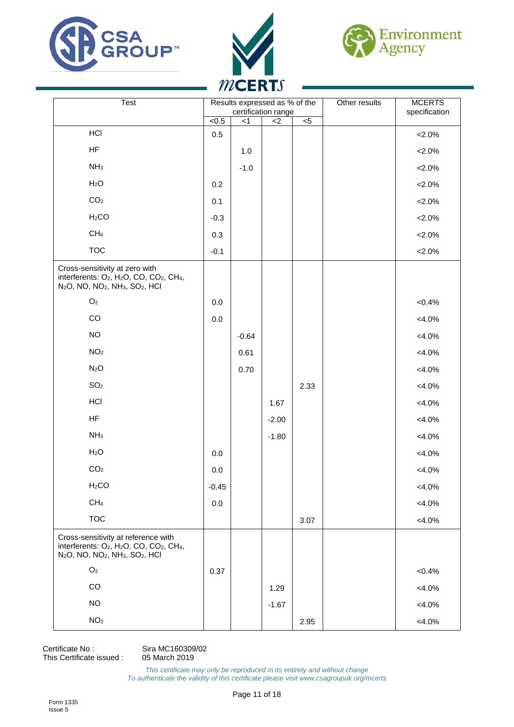| Test | Results expressed as % of the certification range | | | | Other results | MCERTS specification |
|---|---|---|---|---|---|---|
| | <0.5 | <1 | <2 | <5 | | |
| HCl | 0.5 | | | | | <2.0% |
| HF | | 1.0 | | | | <2.0% |
| $NH_3$ | | -1.0 | | | | <2.0% |
| $H_2O$ | 0.2 | | | | | <2.0% |
| $CO_2$ | 0.1 | | | | | <2.0% |
| $H_2CO$ | -0.3 | | | | | <2.0% |
| $CH_4$ | 0.3 | | | | | <2.0% |
| TOC | -0.1 | | | | | <2.0% |
| Cross-sensitivity at zero with interferents: $O_2$, $H_2O$, CO, $CO_2$, $CH_4$, $N_2O$, NO, $NO_2$, $NH_3$, $SO_2$, HCl | | | | | | |
| $O_2$ | 0.0 | | | | | <0.4% |
| CO | 0.0 | | | | | <4.0% |
| NO | | -0.64 | | | | <4.0% |
| $NO_2$ | | 0.61 | | | | <4.0% |
| $N_2O$ | | 0.70 | | | | <4.0% |
| $SO_2$ | | | | 2.33 | | <4.0% |
| HCl | | | 1.67 | | | <4.0% |
| HF | | | -2.00 | | | <4.0% |
| $NH_3$ | | | -1.80 | | | <4.0% |
| $H_2O$ | 0.0 | | | | | <4.0% |
| $CO_2$ | 0.0 | | | | | <4.0% |
| $H_2CO$ | -0.45 | | | | | <4.0% |
| $CH_4$ | 0.0 | | | | | <4.0% |
| TOC | | | | 3.07 | | <4.0% |
| Cross-sensitivity at reference with interferents: $O_2$, $H_2O$, CO, $CO_2$, $CH_4$, $N_2O$, NO, $NO_2$, $NH_3$, $SO_2$, HCl | | | | | | |
| $O_2$ | 0.37 | | | | | <0.4% |
| CO | | | 1.29 | | | <4.0% |
| NO | | | -1.67 | | | <4.0% |
| $NO_2$ | | | | 2.95 | | <4.0% |

Certificate No : Sira MC160309/02
This Certificate issued : 05 March 2019

*This certificate may only be reproduced in its entirety and without change*
*To authenticate the validity of this certificate please visit www.csagroupuk.org/mcerts*

Form 1335
Issue 5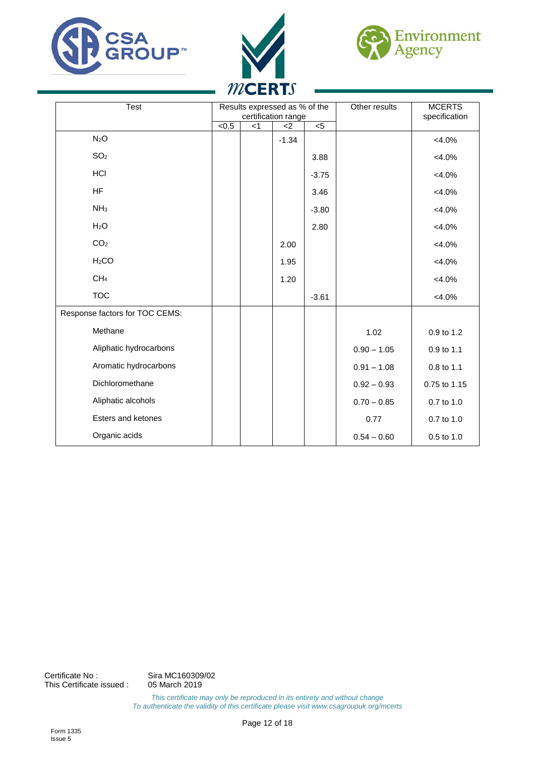| Test | Results expressed as % of the certification range | | | | Other results | MCERTS specification |
|---|---|---|---|---|---|---|
| | <0.5 | <1 | <2 | <5 | | |
| $N_2O$ | | | -1.34 | | | <4.0% |
| $SO_2$ | | | | 3.88 | | <4.0% |
| HCl | | | | -3.75 | | <4.0% |
| HF | | | | 3.46 | | <4.0% |
| $NH_3$ | | | | -3.80 | | <4.0% |
| $H_2O$ | | | | 2.80 | | <4.0% |
| $CO_2$ | | | 2.00 | | | <4.0% |
| $H_2CO$ | | | 1.95 | | | <4.0% |
| $CH_4$ | | | 1.20 | | | <4.0% |
| TOC | | | | -3.61 | | <4.0% |
| Response factors for TOC CEMS: | | | | | | |
| Methane | | | | | 1.02 | 0.9 to 1.2 |
| Aliphatic hydrocarbons | | | | | 0.90 – 1.05 | 0.9 to 1.1 |
| Aromatic hydrocarbons | | | | | 0.91 – 1.08 | 0.8 to 1.1 |
| Dichloromethane | | | | | 0.92 – 0.93 | 0.75 to 1.15 |
| Aliphatic alcohols | | | | | 0.70 – 0.85 | 0.7 to 1.0 |
| Esters and ketones | | | | | 0.77 | 0.7 to 1.0 |
| Organic acids | | | | | 0.54 – 0.60 | 0.5 to 1.0 |

Certificate No : Sira MC160309/02
This Certificate issued : 05 March 2019

*This certificate may only be reproduced in its entirety and without change*
*To authenticate the validity of this certificate please visit www.csagroupuk.org/mcerts*

Form 1335
Issue 5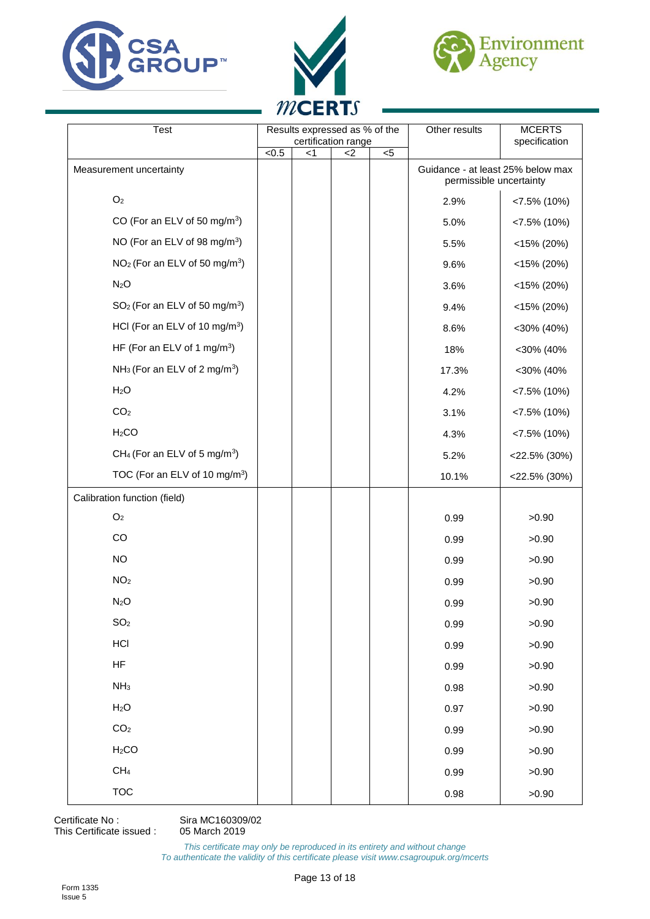| Test | Results expressed as % of the certification range | | | | Other results | MCERTS specification |
|---|---|---|---|---|---|---|
| | <0.5 | <1 | <2 | <5 | | |
| Measurement uncertainty | | | | | Guidance - at least 25% below max permissible uncertainty | |
| $O_2$ | | | | | 2.9% | <7.5% (10%) |
| CO (For an ELV of 50 mg/m$^3$) | | | | | 5.0% | <7.5% (10%) |
| NO (For an ELV of 98 mg/m$^3$) | | | | | 5.5% | <15% (20%) |
| $NO_2$ (For an ELV of 50 mg/m$^3$) | | | | | 9.6% | <15% (20%) |
| $N_2O$ | | | | | 3.6% | <15% (20%) |
| $SO_2$ (For an ELV of 50 mg/m$^3$) | | | | | 9.4% | <15% (20%) |
| HCl (For an ELV of 10 mg/m$^3$) | | | | | 8.6% | <30% (40%) |
| HF (For an ELV of 1 mg/m$^3$) | | | | | 18% | <30% (40% |
| $NH_3$ (For an ELV of 2 mg/m$^3$) | | | | | 17.3% | <30% (40% |
| $H_2O$ | | | | | 4.2% | <7.5% (10%) |
| $CO_2$ | | | | | 3.1% | <7.5% (10%) |
| $H_2CO$ | | | | | 4.3% | <7.5% (10%) |
| $CH_4$ (For an ELV of 5 mg/m$^3$) | | | | | 5.2% | <22.5% (30%) |
| TOC (For an ELV of 10 mg/m$^3$) | | | | | 10.1% | <22.5% (30%) |
| Calibration function (field) | | | | | | |
| $O_2$ | | | | | 0.99 | >0.90 |
| CO | | | | | 0.99 | >0.90 |
| NO | | | | | 0.99 | >0.90 |
| $NO_2$ | | | | | 0.99 | >0.90 |
| $N_2O$ | | | | | 0.99 | >0.90 |
| $SO_2$ | | | | | 0.99 | >0.90 |
| HCl | | | | | 0.99 | >0.90 |
| HF | | | | | 0.99 | >0.90 |
| $NH_3$ | | | | | 0.98 | >0.90 |
| $H_2O$ | | | | | 0.97 | >0.90 |
| $CO_2$ | | | | | 0.99 | >0.90 |
| $H_2CO$ | | | | | 0.99 | >0.90 |
| $CH_4$ | | | | | 0.99 | >0.90 |
| TOC | | | | | 0.98 | >0.90 |

Certificate No : Sira MC160309/02
This Certificate issued : 05 March 2019

*This certificate may only be reproduced in its entirety and without change*
*To authenticate the validity of this certificate please visit www.csagroupuk.org/mcerts*

Form 1335
Issue 5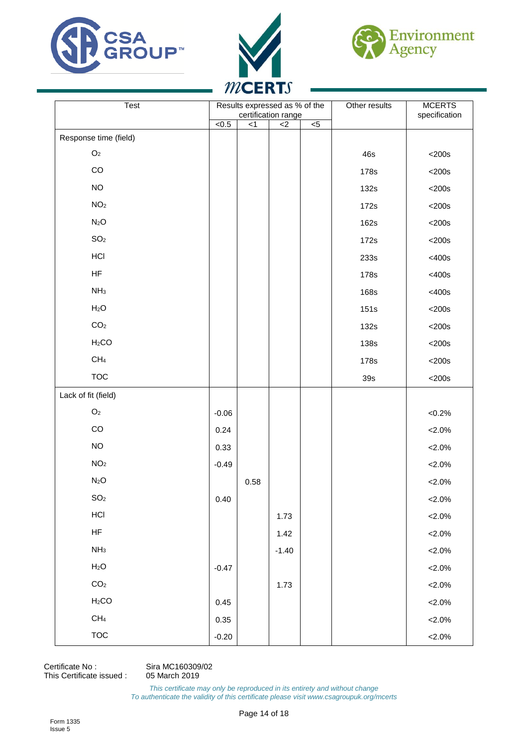| Test | Results expressed as % of the certification range | | | | Other results | MCERTS specification |
|---|---|---|---|---|---|---|
| | <0.5 | <1 | <2 | <5 | | |
| Response time (field) | | | | | | |
| $O_2$ | | | | | 46s | <200s |
| CO | | | | | 178s | <200s |
| NO | | | | | 132s | <200s |
| $NO_2$ | | | | | 172s | <200s |
| $N_2O$ | | | | | 162s | <200s |
| $SO_2$ | | | | | 172s | <200s |
| HCl | | | | | 233s | <400s |
| HF | | | | | 178s | <400s |
| $NH_3$ | | | | | 168s | <400s |
| $H_2O$ | | | | | 151s | <200s |
| $CO_2$ | | | | | 132s | <200s |
| $H_2CO$ | | | | | 138s | <200s |
| $CH_4$ | | | | | 178s | <200s |
| TOC | | | | | 39s | <200s |
| Lack of fit (field) | | | | | | |
| $O_2$ | -0.06 | | | | | <0.2% |
| CO | 0.24 | | | | | <2.0% |
| NO | 0.33 | | | | | <2.0% |
| $NO_2$ | -0.49 | | | | | <2.0% |
| $N_2O$ | | 0.58 | | | | <2.0% |
| $SO_2$ | 0.40 | | | | | <2.0% |
| HCl | | | 1.73 | | | <2.0% |
| HF | | | 1.42 | | | <2.0% |
| $NH_3$ | | | -1.40 | | | <2.0% |
| $H_2O$ | -0.47 | | | | | <2.0% |
| $CO_2$ | | | 1.73 | | | <2.0% |
| $H_2CO$ | 0.45 | | | | | <2.0% |
| $CH_4$ | 0.35 | | | | | <2.0% |
| TOC | -0.20 | | | | | <2.0% |

Certificate No : Sira MC160309/02
This Certificate issued : 05 March 2019

*This certificate may only be reproduced in its entirety and without change*
*To authenticate the validity of this certificate please visit www.csagroupuk.org/mcerts*

Form 1335
Issue 5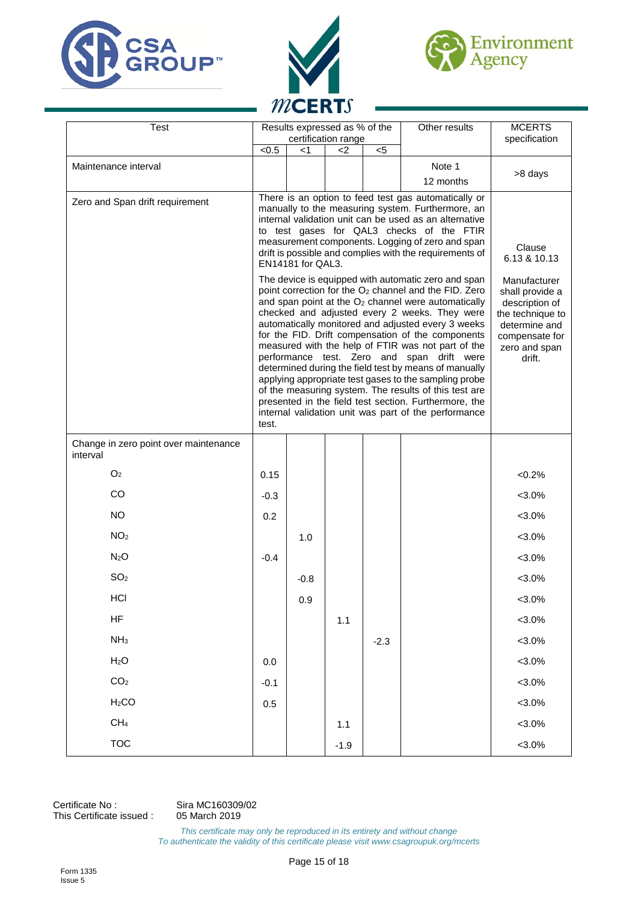| Test | Results expressed as % of the certification range | | | | Other results | MCERTS specification |
|---|---|---|---|---|---|---|
| | <0.5 | <1 | <2 | <5 | | |
| Maintenance interval | | | | | Note 1<br>12 months | >8 days |
| Zero and Span drift requirement | There is an option to feed test gas automatically or manually to the measuring system. Furthermore, an internal validation unit can be used as an alternative to test gases for QAL3 checks of the FTIR measurement components. Logging of zero and span drift is possible and complies with the requirements of EN14181 for QAL3.<br><br>The device is equipped with automatic zero and span point correction for the $O_2$ channel and the FID. Zero and span point at the $O_2$ channel were automatically checked and adjusted every 2 weeks. They were automatically monitored and adjusted every 3 weeks for the FID. Drift compensation of the components measured with the help of FTIR was not part of the performance test. Zero and span drift were determined during the field test by means of manually applying appropriate test gases to the sampling probe of the measuring system. The results of this test are presented in the field test section. Furthermore, the internal validation unit was part of the performance test. | | | | | Clause 6.13 & 10.13<br><br>Manufacturer shall provide a description of the technique to determine and compensate for zero and span drift. |
| Change in zero point over maintenance interval | | | | | | |
| $O_2$ | 0.15 | | | | | <0.2% |
| CO | -0.3 | | | | | <3.0% |
| NO | 0.2 | | | | | <3.0% |
| $NO_2$ | | 1.0 | | | | <3.0% |
| $N_2O$ | -0.4 | | | | | <3.0% |
| $SO_2$ | | -0.8 | | | | <3.0% |
| HCl | | 0.9 | | | | <3.0% |
| HF | | | 1.1 | | | <3.0% |
| $NH_3$ | | | | -2.3 | | <3.0% |
| $H_2O$ | 0.0 | | | | | <3.0% |
| $CO_2$ | -0.1 | | | | | <3.0% |
| $H_2CO$ | 0.5 | | | | | <3.0% |
| $CH_4$ | | | 1.1 | | | <3.0% |
| TOC | | | -1.9 | | | <3.0% |

Certificate No : Sira MC160309/02
This Certificate issued : 05 March 2019

*This certificate may only be reproduced in its entirety and without change*
*To authenticate the validity of this certificate please visit www.csagroupuk.org/mcerts*

Form 1335
Issue 5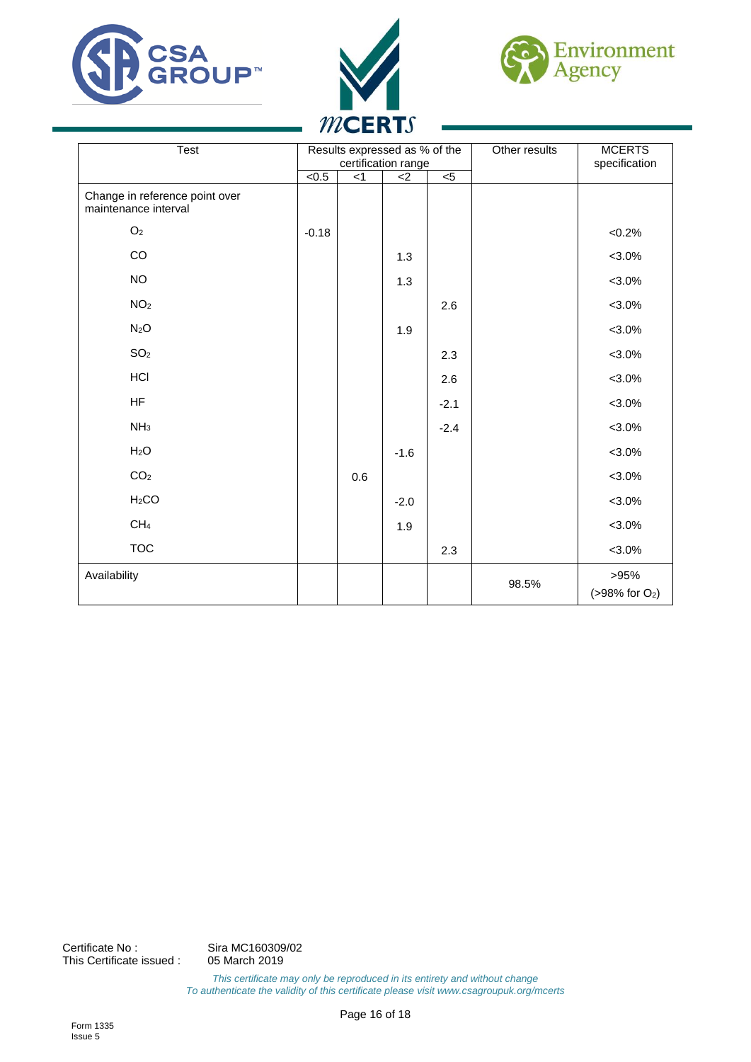| Test | Results expressed as % of the certification range | | | | Other results | MCERTS specification |
|---|---|---|---|---|---|---|
| | <0.5 | <1 | <2 | <5 | | |
| Change in reference point over maintenance interval | | | | | | |
| $O_2$ | -0.18 | | | | | <0.2% |
| CO | | | 1.3 | | | <3.0% |
| NO | | | 1.3 | | | <3.0% |
| $NO_2$ | | | | 2.6 | | <3.0% |
| $N_2O$ | | | 1.9 | | | <3.0% |
| $SO_2$ | | | | 2.3 | | <3.0% |
| HCl | | | | 2.6 | | <3.0% |
| HF | | | | -2.1 | | <3.0% |
| $NH_3$ | | | | -2.4 | | <3.0% |
| $H_2O$ | | | -1.6 | | | <3.0% |
| $CO_2$ | | 0.6 | | | | <3.0% |
| $H_2CO$ | | | -2.0 | | | <3.0% |
| $CH_4$ | | | 1.9 | | | <3.0% |
| TOC | | | | 2.3 | | <3.0% |
| Availability | | | | | 98.5% | >95% (>98% for $O_2$) |

Certificate No : Sira MC160309/02
This Certificate issued : 05 March 2019

*This certificate may only be reproduced in its entirety and without change*
*To authenticate the validity of this certificate please visit www.csagroupuk.org/mcerts*

Form 1335
Issue 5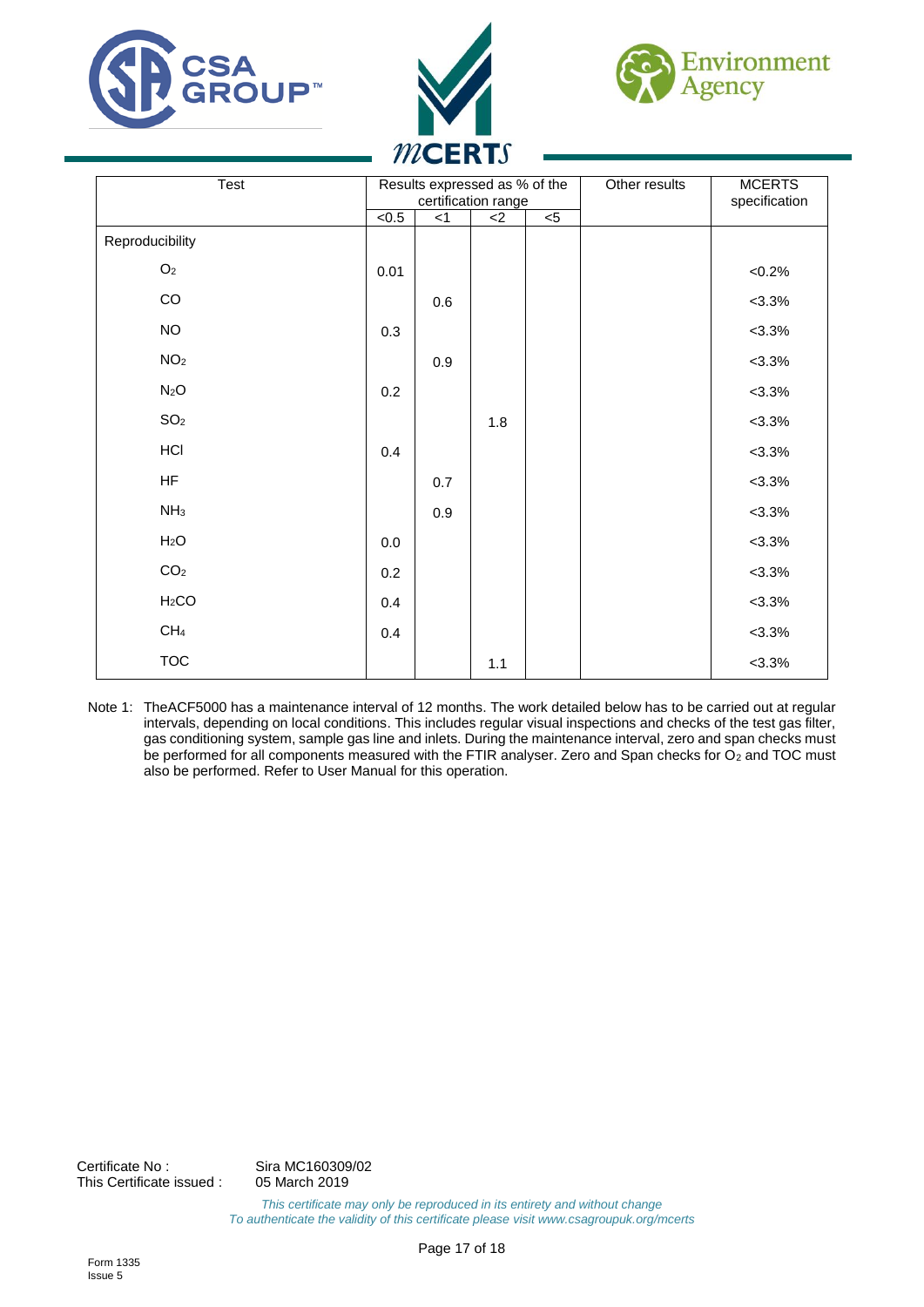| Test | Results expressed as % of the certification range | | | | Other results | MCERTS specification |
|---|---|---|---|---|---|---|
| | <0.5 | <1 | <2 | <5 | | |
| Reproducibility | | | | | | |
| $O_2$ | 0.01 | | | | | <0.2% |
| CO | | 0.6 | | | | <3.3% |
| NO | 0.3 | | | | | <3.3% |
| $NO_2$ | | 0.9 | | | | <3.3% |
| $N_2O$ | 0.2 | | | | | <3.3% |
| $SO_2$ | | | 1.8 | | | <3.3% |
| HCl | 0.4 | | | | | <3.3% |
| HF | | 0.7 | | | | <3.3% |
| $NH_3$ | | 0.9 | | | | <3.3% |
| $H_2O$ | 0.0 | | | | | <3.3% |
| $CO_2$ | 0.2 | | | | | <3.3% |
| $H_2CO$ | 0.4 | | | | | <3.3% |
| $CH_4$ | 0.4 | | | | | <3.3% |
| TOC | | | 1.1 | | | <3.3% |

Note 1: TheACF5000 has a maintenance interval of 12 months. The work detailed below has to be carried out at regular intervals, depending on local conditions. This includes regular visual inspections and checks of the test gas filter, gas conditioning system, sample gas line and inlets. During the maintenance interval, zero and span checks must be performed for all components measured with the FTIR analyser. Zero and Span checks for $O_2$ and TOC must also be performed. Refer to User Manual for this operation.

Certificate No : Sira MC160309/02
This Certificate issued : 05 March 2019

*This certificate may only be reproduced in its entirety and without change*
*To authenticate the validity of this certificate please visit www.csagroupuk.org/mcerts*

Form 1335
Issue 5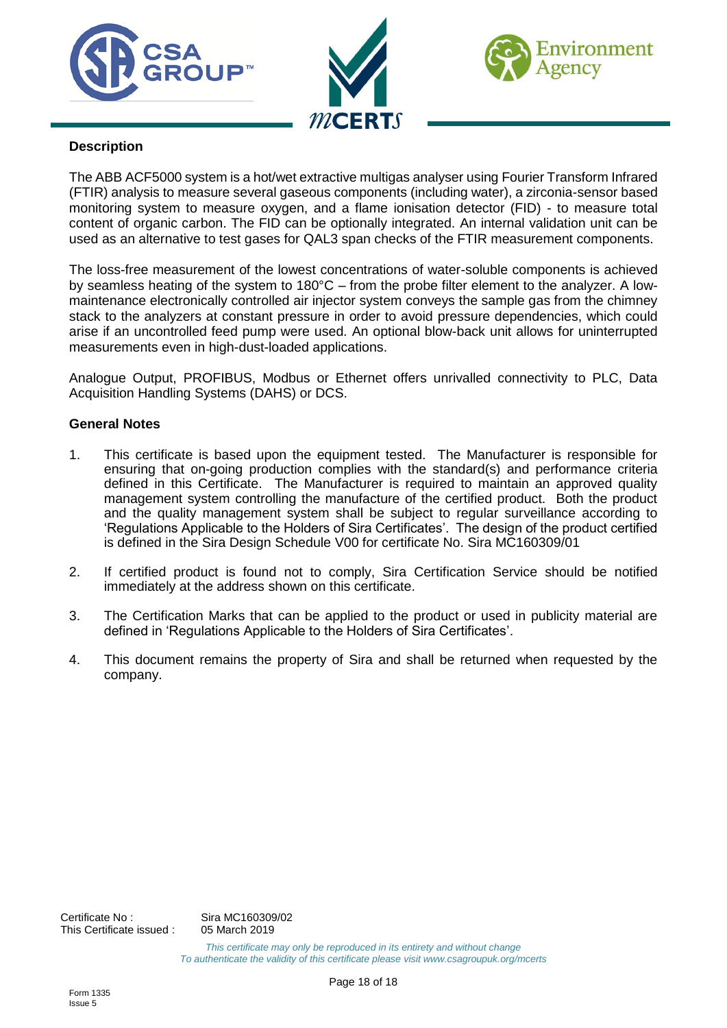## Description

The ABB ACF5000 system is a hot/wet extractive multigas analyser using Fourier Transform Infrared (FTIR) analysis to measure several gaseous components (including water), a zirconia-sensor based monitoring system to measure oxygen, and a flame ionisation detector (FID) - to measure total content of organic carbon. The FID can be optionally integrated. An internal validation unit can be used as an alternative to test gases for QAL3 span checks of the FTIR measurement components.

The loss-free measurement of the lowest concentrations of water-soluble components is achieved by seamless heating of the system to 180°C – from the probe filter element to the analyzer. A low-maintenance electronically controlled air injector system conveys the sample gas from the chimney stack to the analyzers at constant pressure in order to avoid pressure dependencies, which could arise if an uncontrolled feed pump were used. An optional blow-back unit allows for uninterrupted measurements even in high-dust-loaded applications.

Analogue Output, PROFIBUS, Modbus or Ethernet offers unrivalled connectivity to PLC, Data Acquisition Handling Systems (DAHS) or DCS.

## General Notes

1. This certificate is based upon the equipment tested. The Manufacturer is responsible for ensuring that on-going production complies with the standard(s) and performance criteria defined in this Certificate. The Manufacturer is required to maintain an approved quality management system controlling the manufacture of the certified product. Both the product and the quality management system shall be subject to regular surveillance according to 'Regulations Applicable to the Holders of Sira Certificates'. The design of the product certified is defined in the Sira Design Schedule V00 for certificate No. Sira MC160309/01
2. If certified product is found not to comply, Sira Certification Service should be notified immediately at the address shown on this certificate.
3. The Certification Marks that can be applied to the product or used in publicity material are defined in 'Regulations Applicable to the Holders of Sira Certificates'.
4. This document remains the property of Sira and shall be returned when requested by the company.

Certificate No : Sira MC160309/02
This Certificate issued : 05 March 2019

*This certificate may only be reproduced in its entirety and without change*
*To authenticate the validity of this certificate please visit www.csagroupuk.org/mcerts*

Form 1335
Issue 5